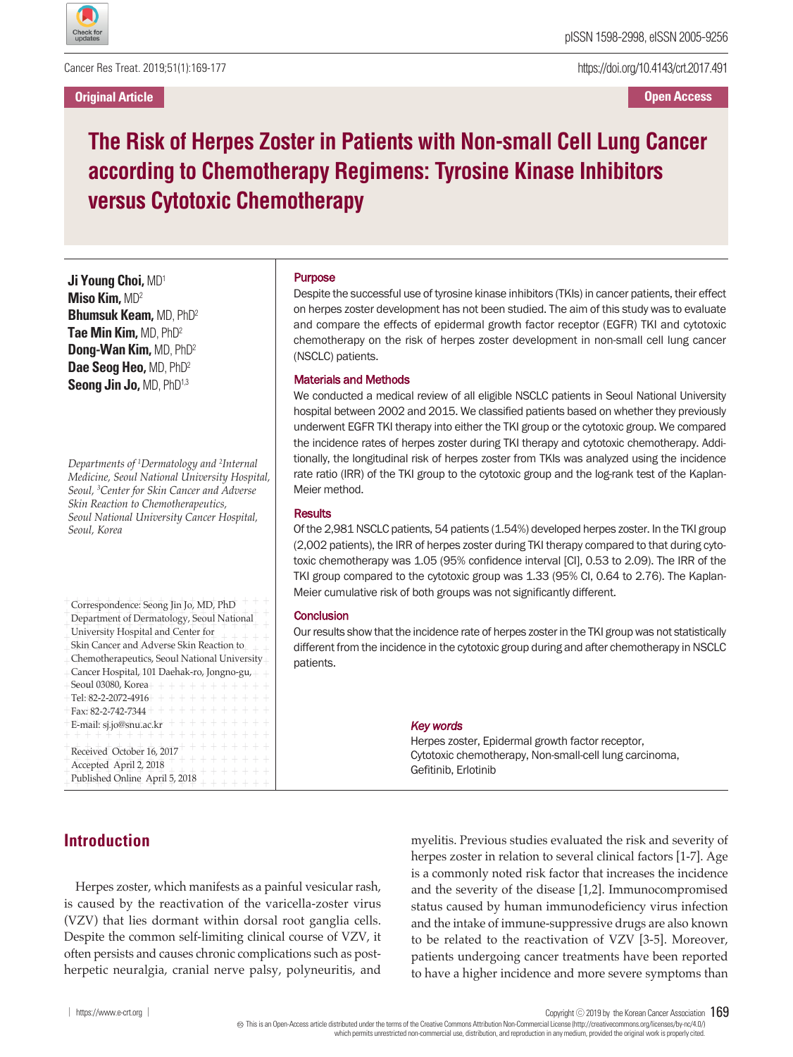Original Article

Open Access

# The Risk of Herpes Zoster in Patients with Non-small Cell Lung Cancer according to Chemotherapy Regimens: Tyrosine Kinase Inhibitors versus Cytotoxic Chemotherapy

**Ji Young Choi,** MD[1]
**Miso Kim,** MD[2]
**Bhumsuk Keam,** MD, PhD[2]
**Tae Min Kim,** MD, PhD[2]
**Dong-Wan Kim,** MD, PhD[2]
**Dae Seog Heo,** MD, PhD[2]
**Seong Jin Jo,** MD, PhD[1,3]

*Departments of [1]Dermatology and [2]Internal Medicine, Seoul National University Hospital, Seoul, [3]Center for Skin Cancer and Adverse Skin Reaction to Chemotherapeutics, Seoul National University Cancer Hospital, Seoul, Korea*

Correspondence: Seong Jin Jo, MD, PhD
Department of Dermatology, Seoul National University Hospital and Center for Skin Cancer and Adverse Skin Reaction to Chemotherapeutics, Seoul National University Cancer Hospital, 101 Daehak-ro, Jongno-gu, Seoul 03080, Korea
Tel: 82-2-2072-4916
Fax: 82-2-742-7344
E-mail: sj.jo@snu.ac.kr

Received October 16, 2017
Accepted April 2, 2018
Published Online April 5, 2018

### Purpose

Despite the successful use of tyrosine kinase inhibitors (TKIs) in cancer patients, their effect on herpes zoster development has not been studied. The aim of this study was to evaluate and compare the effects of epidermal growth factor receptor (EGFR) TKI and cytotoxic chemotherapy on the risk of herpes zoster development in non-small cell lung cancer (NSCLC) patients.

### Materials and Methods

We conducted a medical review of all eligible NSCLC patients in Seoul National University hospital between 2002 and 2015. We classified patients based on whether they previously underwent EGFR TKI therapy into either the TKI group or the cytotoxic group. We compared the incidence rates of herpes zoster during TKI therapy and cytotoxic chemotherapy. Additionally, the longitudinal risk of herpes zoster from TKIs was analyzed using the incidence rate ratio (IRR) of the TKI group to the cytotoxic group and the log-rank test of the Kaplan-Meier method.

### Results

Of the 2,981 NSCLC patients, 54 patients (1.54%) developed herpes zoster. In the TKI group (2,002 patients), the IRR of herpes zoster during TKI therapy compared to that during cytotoxic chemotherapy was 1.05 (95% confidence interval [CI], 0.53 to 2.09). The IRR of the TKI group compared to the cytotoxic group was 1.33 (95% CI, 0.64 to 2.76). The Kaplan-Meier cumulative risk of both groups was not significantly different.

### Conclusion

Our results show that the incidence rate of herpes zoster in the TKI group was not statistically different from the incidence in the cytotoxic group during and after chemotherapy in NSCLC patients.

***Key words***

Herpes zoster, Epidermal growth factor receptor, Cytotoxic chemotherapy, Non-small-cell lung carcinoma, Gefitinib, Erlotinib

## Introduction

Herpes zoster, which manifests as a painful vesicular rash, is caused by the reactivation of the varicella-zoster virus (VZV) that lies dormant within dorsal root ganglia cells. Despite the common self-limiting clinical course of VZV, it often persists and causes chronic complications such as post-herpetic neuralgia, cranial nerve palsy, polyneuritis, and myelitis. Previous studies evaluated the risk and severity of herpes zoster in relation to several clinical factors [1-7]. Age is a commonly noted risk factor that increases the incidence and the severity of the disease [1,2]. Immunocompromised status caused by human immunodeficiency virus infection and the intake of immune-suppressive drugs are also known to be related to the reactivation of VZV [3-5]. Moreover, patients undergoing cancer treatments have been reported to have a higher incidence and more severe symptoms than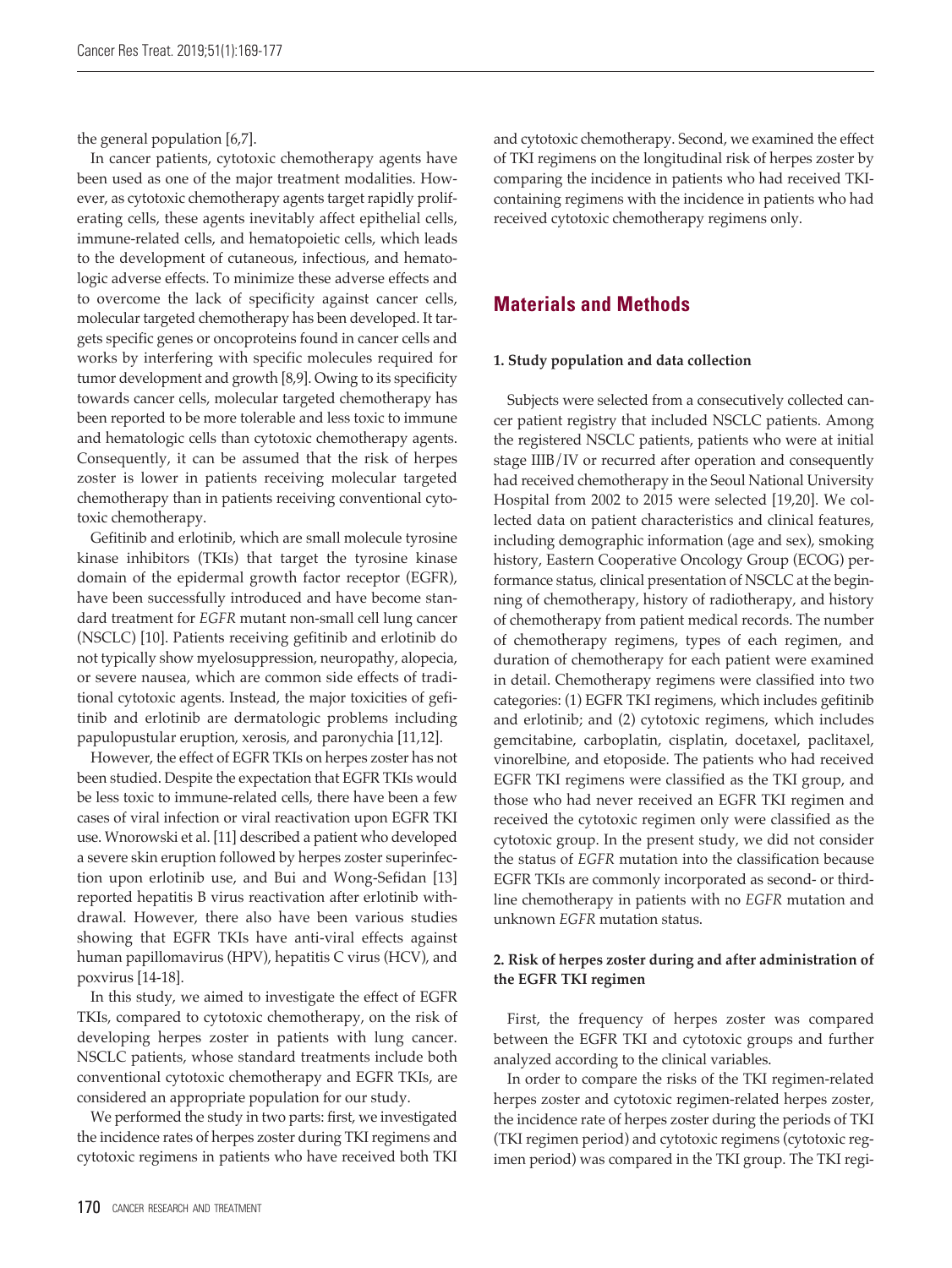the general population [6,7].

In cancer patients, cytotoxic chemotherapy agents have been used as one of the major treatment modalities. However, as cytotoxic chemotherapy agents target rapidly proliferating cells, these agents inevitably affect epithelial cells, immune-related cells, and hematopoietic cells, which leads to the development of cutaneous, infectious, and hematologic adverse effects. To minimize these adverse effects and to overcome the lack of specificity against cancer cells, molecular targeted chemotherapy has been developed. It targets specific genes or oncoproteins found in cancer cells and works by interfering with specific molecules required for tumor development and growth [8,9]. Owing to its specificity towards cancer cells, molecular targeted chemotherapy has been reported to be more tolerable and less toxic to immune and hematologic cells than cytotoxic chemotherapy agents. Consequently, it can be assumed that the risk of herpes zoster is lower in patients receiving molecular targeted chemotherapy than in patients receiving conventional cytotoxic chemotherapy.

Gefitinib and erlotinib, which are small molecule tyrosine kinase inhibitors (TKIs) that target the tyrosine kinase domain of the epidermal growth factor receptor (EGFR), have been successfully introduced and have become standard treatment for *EGFR* mutant non-small cell lung cancer (NSCLC) [10]. Patients receiving gefitinib and erlotinib do not typically show myelosuppression, neuropathy, alopecia, or severe nausea, which are common side effects of traditional cytotoxic agents. Instead, the major toxicities of gefitinib and erlotinib are dermatologic problems including papulopustular eruption, xerosis, and paronychia [11,12].

However, the effect of EGFR TKIs on herpes zoster has not been studied. Despite the expectation that EGFR TKIs would be less toxic to immune-related cells, there have been a few cases of viral infection or viral reactivation upon EGFR TKI use. Wnorowski et al. [11] described a patient who developed a severe skin eruption followed by herpes zoster superinfection upon erlotinib use, and Bui and Wong-Sefidan [13] reported hepatitis B virus reactivation after erlotinib withdrawal. However, there also have been various studies showing that EGFR TKIs have anti-viral effects against human papillomavirus (HPV), hepatitis C virus (HCV), and poxvirus [14-18].

In this study, we aimed to investigate the effect of EGFR TKIs, compared to cytotoxic chemotherapy, on the risk of developing herpes zoster in patients with lung cancer. NSCLC patients, whose standard treatments include both conventional cytotoxic chemotherapy and EGFR TKIs, are considered an appropriate population for our study.

We performed the study in two parts: first, we investigated the incidence rates of herpes zoster during TKI regimens and cytotoxic regimens in patients who have received both TKI and cytotoxic chemotherapy. Second, we examined the effect of TKI regimens on the longitudinal risk of herpes zoster by comparing the incidence in patients who had received TKI-containing regimens with the incidence in patients who had received cytotoxic chemotherapy regimens only.

## Materials and Methods

### 1. Study population and data collection

Subjects were selected from a consecutively collected cancer patient registry that included NSCLC patients. Among the registered NSCLC patients, patients who were at initial stage IIIB/IV or recurred after operation and consequently had received chemotherapy in the Seoul National University Hospital from 2002 to 2015 were selected [19,20]. We collected data on patient characteristics and clinical features, including demographic information (age and sex), smoking history, Eastern Cooperative Oncology Group (ECOG) performance status, clinical presentation of NSCLC at the beginning of chemotherapy, history of radiotherapy, and history of chemotherapy from patient medical records. The number of chemotherapy regimens, types of each regimen, and duration of chemotherapy for each patient were examined in detail. Chemotherapy regimens were classified into two categories: (1) EGFR TKI regimens, which includes gefitinib and erlotinib; and (2) cytotoxic regimens, which includes gemcitabine, carboplatin, cisplatin, docetaxel, paclitaxel, vinorelbine, and etoposide. The patients who had received EGFR TKI regimens were classified as the TKI group, and those who had never received an EGFR TKI regimen and received the cytotoxic regimen only were classified as the cytotoxic group. In the present study, we did not consider the status of *EGFR* mutation into the classification because EGFR TKIs are commonly incorporated as second- or third-line chemotherapy in patients with no *EGFR* mutation and unknown *EGFR* mutation status.

### 2. Risk of herpes zoster during and after administration of the EGFR TKI regimen

First, the frequency of herpes zoster was compared between the EGFR TKI and cytotoxic groups and further analyzed according to the clinical variables.

In order to compare the risks of the TKI regimen-related herpes zoster and cytotoxic regimen-related herpes zoster, the incidence rate of herpes zoster during the periods of TKI (TKI regimen period) and cytotoxic regimens (cytotoxic regimen period) was compared in the TKI group. The TKI regi-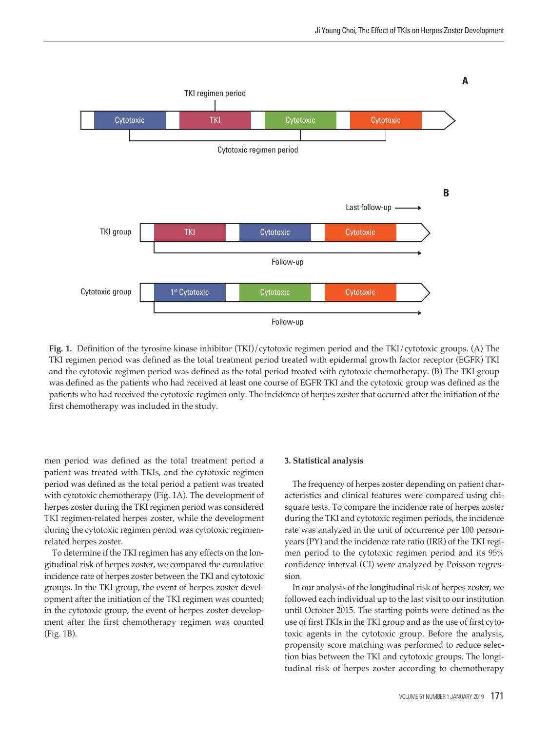Fig. 1. Definition of the tyrosine kinase inhibitor (TKI)/cytotoxic regimen period and the TKI/cytotoxic groups. (A) The TKI regimen period was defined as the total treatment period treated with epidermal growth factor receptor (EGFR) TKI and the cytotoxic regimen period was defined as the total period treated with cytotoxic chemotherapy. (B) The TKI group was defined as the patients who had received at least one course of EGFR TKI and the cytotoxic group was defined as the patients who had received the cytotoxic-regimen only. The incidence of herpes zoster that occurred after the initiation of the first chemotherapy was included in the study.

men period was defined as the total treatment period a patient was treated with TKIs, and the cytotoxic regimen period was defined as the total period a patient was treated with cytotoxic chemotherapy (Fig. 1A). The development of herpes zoster during the TKI regimen period was considered TKI regimen-related herpes zoster, while the development during the cytotoxic regimen period was cytotoxic regimen-related herpes zoster.

To determine if the TKI regimen has any effects on the longitudinal risk of herpes zoster, we compared the cumulative incidence rate of herpes zoster between the TKI and cytotoxic groups. In the TKI group, the event of herpes zoster development after the initiation of the TKI regimen was counted; in the cytotoxic group, the event of herpes zoster development after the first chemotherapy regimen was counted (Fig. 1B).

### 3. Statistical analysis

The frequency of herpes zoster depending on patient characteristics and clinical features were compared using chi-square tests. To compare the incidence rate of herpes zoster during the TKI and cytotoxic regimen periods, the incidence rate was analyzed in the unit of occurrence per 100 person-years (PY) and the incidence rate ratio (IRR) of the TKI regimen period to the cytotoxic regimen period and its 95% confidence interval (CI) were analyzed by Poisson regression.

In our analysis of the longitudinal risk of herpes zoster, we followed each individual up to the last visit to our institution until October 2015. The starting points were defined as the use of first TKIs in the TKI group and as the use of first cytotoxic agents in the cytotoxic group. Before the analysis, propensity score matching was performed to reduce selection bias between the TKI and cytotoxic groups. The longitudinal risk of herpes zoster according to chemotherapy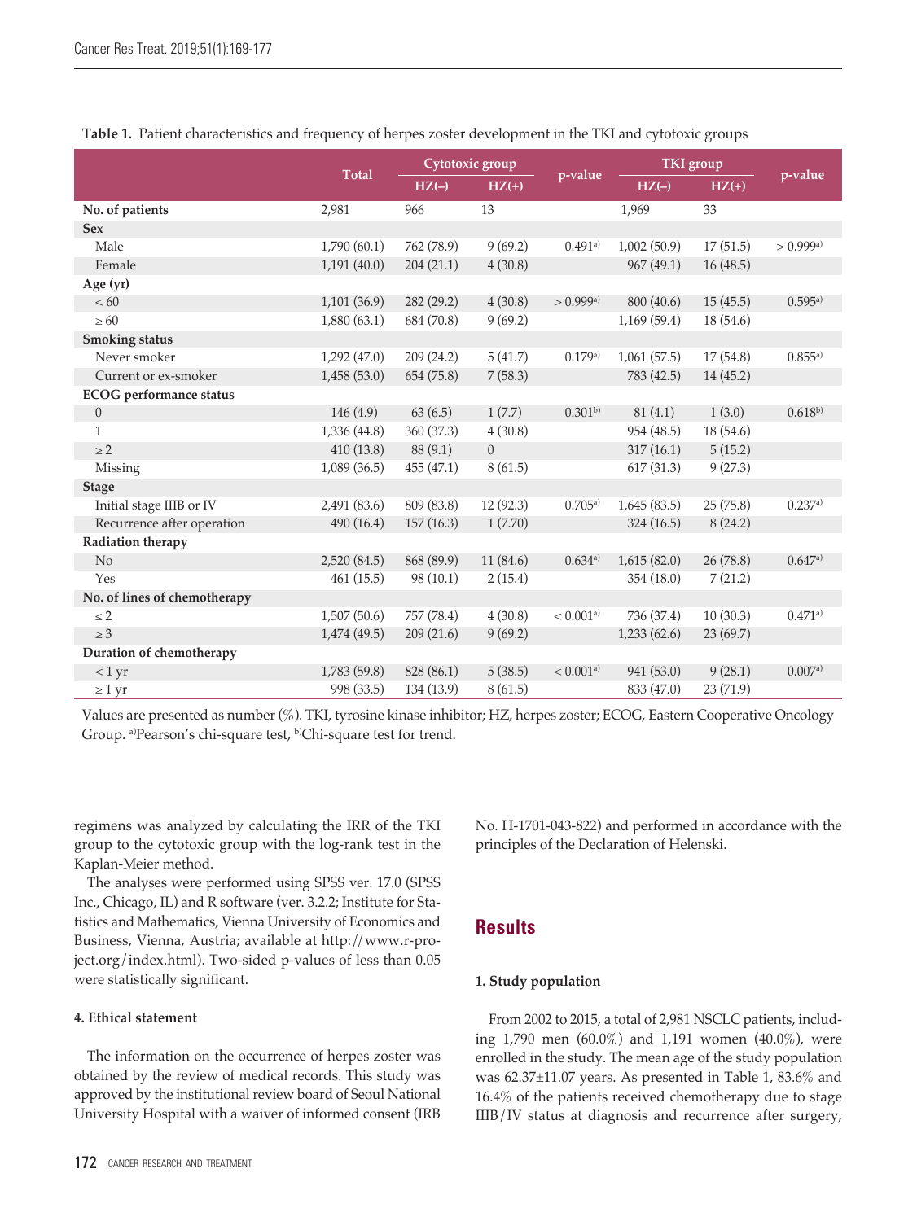**Table 1.** Patient characteristics and frequency of herpes zoster development in the TKI and cytotoxic groups

| | Total | Cytotoxic group | | p-value | TKI group | | p-value |
|---|---|---|---|---|---|---|---|
| | | HZ(–) | HZ(+) | | HZ(–) | HZ(+) | |
| **No. of patients** | 2,981 | 966 | 13 | | 1,969 | 33 | |
| **Sex** | | | | | | | |
| Male | 1,790 (60.1) | 762 (78.9) | 9 (69.2) | 0.491[a] | 1,002 (50.9) | 17 (51.5) | > 0.999[a] |
| Female | 1,191 (40.0) | 204 (21.1) | 4 (30.8) | | 967 (49.1) | 16 (48.5) | |
| **Age (yr)** | | | | | | | |
| < 60 | 1,101 (36.9) | 282 (29.2) | 4 (30.8) | > 0.999[a] | 800 (40.6) | 15 (45.5) | 0.595[a] |
| ≥ 60 | 1,880 (63.1) | 684 (70.8) | 9 (69.2) | | 1,169 (59.4) | 18 (54.6) | |
| **Smoking status** | | | | | | | |
| Never smoker | 1,292 (47.0) | 209 (24.2) | 5 (41.7) | 0.179[a] | 1,061 (57.5) | 17 (54.8) | 0.855[a] |
| Current or ex-smoker | 1,458 (53.0) | 654 (75.8) | 7 (58.3) | | 783 (42.5) | 14 (45.2) | |
| **ECOG performance status** | | | | | | | |
| 0 | 146 (4.9) | 63 (6.5) | 1 (7.7) | 0.301[b] | 81 (4.1) | 1 (3.0) | 0.618[b] |
| 1 | 1,336 (44.8) | 360 (37.3) | 4 (30.8) | | 954 (48.5) | 18 (54.6) | |
| ≥ 2 | 410 (13.8) | 88 (9.1) | 0 | | 317 (16.1) | 5 (15.2) | |
| Missing | 1,089 (36.5) | 455 (47.1) | 8 (61.5) | | 617 (31.3) | 9 (27.3) | |
| **Stage** | | | | | | | |
| Initial stage IIIB or IV | 2,491 (83.6) | 809 (83.8) | 12 (92.3) | 0.705[a] | 1,645 (83.5) | 25 (75.8) | 0.237[a] |
| Recurrence after operation | 490 (16.4) | 157 (16.3) | 1 (7.70) | | 324 (16.5) | 8 (24.2) | |
| **Radiation therapy** | | | | | | | |
| No | 2,520 (84.5) | 868 (89.9) | 11 (84.6) | 0.634[a] | 1,615 (82.0) | 26 (78.8) | 0.647[a] |
| Yes | 461 (15.5) | 98 (10.1) | 2 (15.4) | | 354 (18.0) | 7 (21.2) | |
| **No. of lines of chemotherapy** | | | | | | | |
| ≤ 2 | 1,507 (50.6) | 757 (78.4) | 4 (30.8) | < 0.001[a] | 736 (37.4) | 10 (30.3) | 0.471[a] |
| ≥ 3 | 1,474 (49.5) | 209 (21.6) | 9 (69.2) | | 1,233 (62.6) | 23 (69.7) | |
| **Duration of chemotherapy** | | | | | | | |
| < 1 yr | 1,783 (59.8) | 828 (86.1) | 5 (38.5) | < 0.001[a] | 941 (53.0) | 9 (28.1) | 0.007[a] |
| ≥ 1 yr | 998 (33.5) | 134 (13.9) | 8 (61.5) | | 833 (47.0) | 23 (71.9) | |

Values are presented as number (%). TKI, tyrosine kinase inhibitor; HZ, herpes zoster; ECOG, Eastern Cooperative Oncology Group. [a]Pearson's chi-square test, [b]Chi-square test for trend.

regimens was analyzed by calculating the IRR of the TKI group to the cytotoxic group with the log-rank test in the Kaplan-Meier method.

The analyses were performed using SPSS ver. 17.0 (SPSS Inc., Chicago, IL) and R software (ver. 3.2.2; Institute for Statistics and Mathematics, Vienna University of Economics and Business, Vienna, Austria; available at http://www.r-project.org/index.html). Two-sided p-values of less than 0.05 were statistically significant.

#### 4. Ethical statement

The information on the occurrence of herpes zoster was obtained by the review of medical records. This study was approved by the institutional review board of Seoul National University Hospital with a waiver of informed consent (IRB No. H-1701-043-822) and performed in accordance with the principles of the Declaration of Helenski.

## Results

#### 1. Study population

From 2002 to 2015, a total of 2,981 NSCLC patients, including 1,790 men (60.0%) and 1,191 women (40.0%), were enrolled in the study. The mean age of the study population was 62.37±11.07 years. As presented in Table 1, 83.6% and 16.4% of the patients received chemotherapy due to stage IIIB/IV status at diagnosis and recurrence after surgery,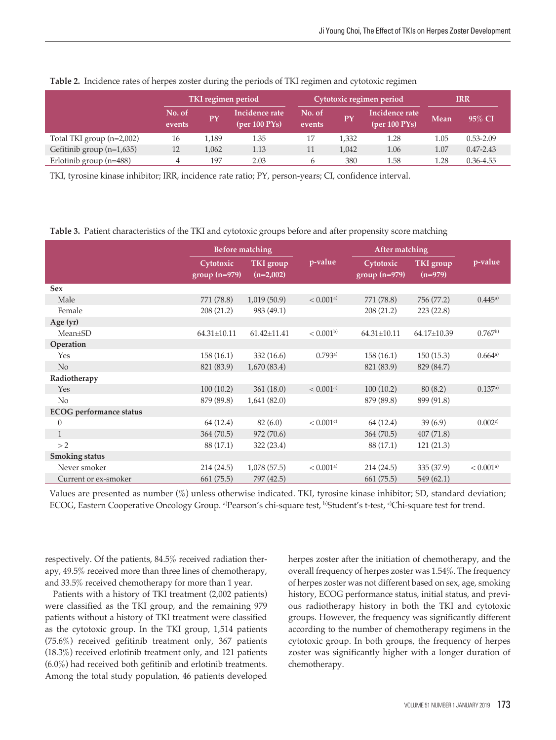**Table 2.** Incidence rates of herpes zoster during the periods of TKI regimen and cytotoxic regimen

| | TKI regimen period | | | Cytotoxic regimen period | | | IRR | |
|---|---|---|---|---|---|---|---|---|
| | No. of events | PY | Incidence rate (per 100 PYs) | No. of events | PY | Incidence rate (per 100 PYs) | Mean | 95% CI |
| Total TKI group (n=2,002) | 16 | 1,189 | 1.35 | 17 | 1,332 | 1.28 | 1.05 | 0.53-2.09 |
| Gefitinib group (n=1,635) | 12 | 1,062 | 1.13 | 11 | 1,042 | 1.06 | 1.07 | 0.47-2.43 |
| Erlotinib group (n=488) | 4 | 197 | 2.03 | 6 | 380 | 1.58 | 1.28 | 0.36-4.55 |

TKI, tyrosine kinase inhibitor; IRR, incidence rate ratio; PY, person-years; CI, confidence interval.

**Table 3.** Patient characteristics of the TKI and cytotoxic groups before and after propensity score matching

| | Before matching | | p-value | After matching | | p-value |
|---|---|---|---|---|---|---|
| | Cytotoxic group (n=979) | TKI group (n=2,002) | | Cytotoxic group (n=979) | TKI group (n=979) | |
| **Sex** | | | | | | |
| Male | 771 (78.8) | 1,019 (50.9) | < 0.001[a)] | 771 (78.8) | 756 (77.2) | 0.445[a)] |
| Female | 208 (21.2) | 983 (49.1) | | 208 (21.2) | 223 (22.8) | |
| **Age (yr)** | | | | | | |
| Mean±SD | 64.31±10.11 | 61.42±11.41 | < 0.001[b)] | 64.31±10.11 | 64.17±10.39 | 0.767[b)] |
| **Operation** | | | | | | |
| Yes | 158 (16.1) | 332 (16.6) | 0.793[a)] | 158 (16.1) | 150 (15.3) | 0.664[a)] |
| No | 821 (83.9) | 1,670 (83.4) | | 821 (83.9) | 829 (84.7) | |
| **Radiotherapy** | | | | | | |
| Yes | 100 (10.2) | 361 (18.0) | < 0.001[a)] | 100 (10.2) | 80 (8.2) | 0.137[a)] |
| No | 879 (89.8) | 1,641 (82.0) | | 879 (89.8) | 899 (91.8) | |
| **ECOG performance status** | | | | | | |
| 0 | 64 (12.4) | 82 (6.0) | < 0.001[c)] | 64 (12.4) | 39 (6.9) | 0.002[c)] |
| 1 | 364 (70.5) | 972 (70.6) | | 364 (70.5) | 407 (71.8) | |
| > 2 | 88 (17.1) | 322 (23.4) | | 88 (17.1) | 121 (21.3) | |
| **Smoking status** | | | | | | |
| Never smoker | 214 (24.5) | 1,078 (57.5) | < 0.001[a)] | 214 (24.5) | 335 (37.9) | < 0.001[a)] |
| Current or ex-smoker | 661 (75.5) | 797 (42.5) | | 661 (75.5) | 549 (62.1) | |

Values are presented as number (%) unless otherwise indicated. TKI, tyrosine kinase inhibitor; SD, standard deviation; ECOG, Eastern Cooperative Oncology Group. [a)]Pearson's chi-square test, [b)]Student's t-test, [c)]Chi-square test for trend.

respectively. Of the patients, 84.5% received radiation therapy, 49.5% received more than three lines of chemotherapy, and 33.5% received chemotherapy for more than 1 year.

Patients with a history of TKI treatment (2,002 patients) were classified as the TKI group, and the remaining 979 patients without a history of TKI treatment were classified as the cytotoxic group. In the TKI group, 1,514 patients (75.6%) received gefitinib treatment only, 367 patients (18.3%) received erlotinib treatment only, and 121 patients (6.0%) had received both gefitinib and erlotinib treatments. Among the total study population, 46 patients developed herpes zoster after the initiation of chemotherapy, and the overall frequency of herpes zoster was 1.54%. The frequency of herpes zoster was not different based on sex, age, smoking history, ECOG performance status, initial status, and previous radiotherapy history in both the TKI and cytotoxic groups. However, the frequency was significantly different according to the number of chemotherapy regimens in the cytotoxic group. In both groups, the frequency of herpes zoster was significantly higher with a longer duration of chemotherapy.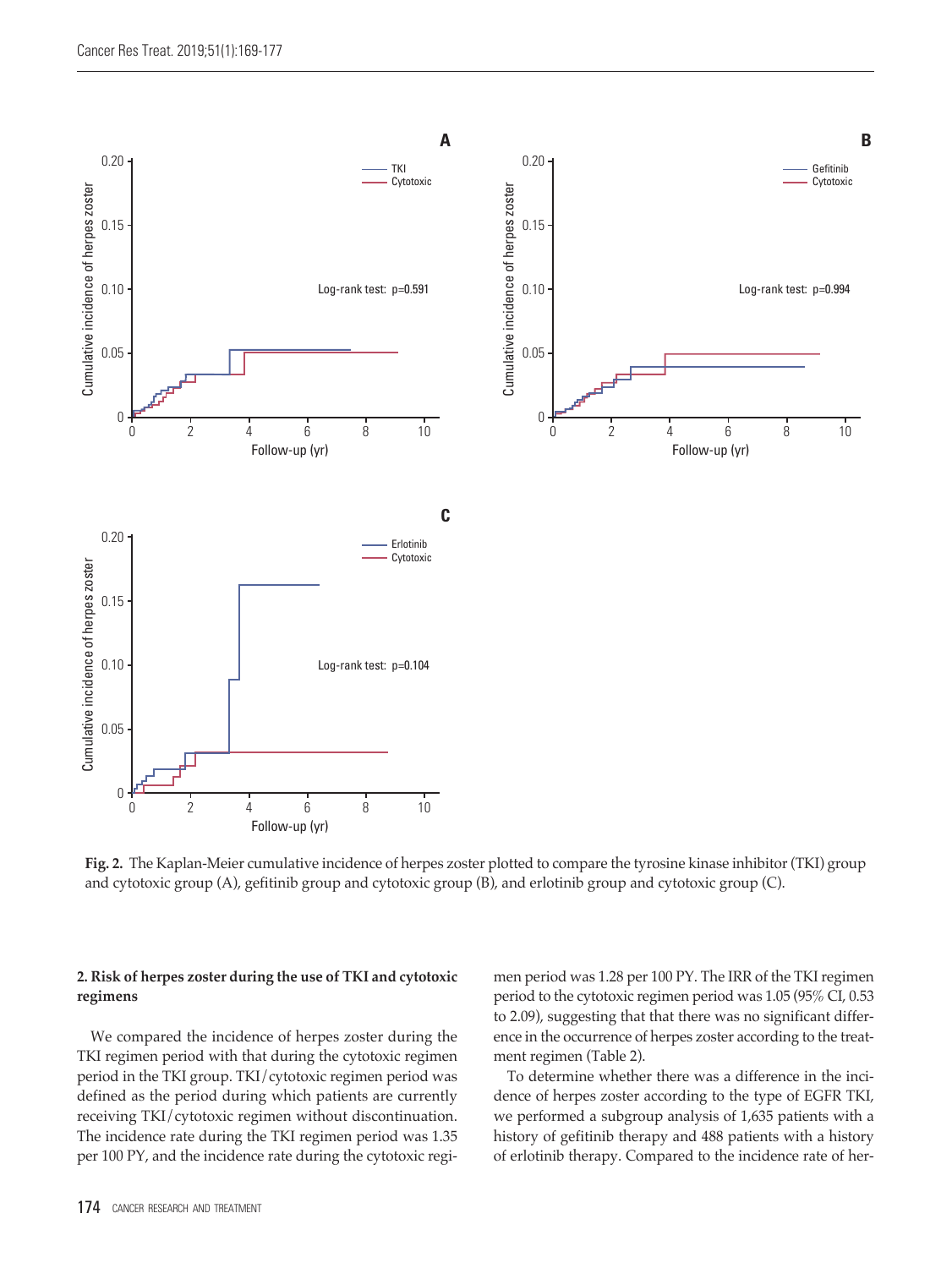**Fig. 2.** The Kaplan-Meier cumulative incidence of herpes zoster plotted to compare the tyrosine kinase inhibitor (TKI) group and cytotoxic group (A), gefitinib group and cytotoxic group (B), and erlotinib group and cytotoxic group (C).

**2. Risk of herpes zoster during the use of TKI and cytotoxic regimens**

We compared the incidence of herpes zoster during the TKI regimen period with that during the cytotoxic regimen period in the TKI group. TKI/cytotoxic regimen period was defined as the period during which patients are currently receiving TKI/cytotoxic regimen without discontinuation. The incidence rate during the TKI regimen period was 1.35 per 100 PY, and the incidence rate during the cytotoxic regimen period was 1.28 per 100 PY. The IRR of the TKI regimen period to the cytotoxic regimen period was 1.05 (95% CI, 0.53 to 2.09), suggesting that that there was no significant difference in the occurrence of herpes zoster according to the treatment regimen (Table 2).

To determine whether there was a difference in the incidence of herpes zoster according to the type of EGFR TKI, we performed a subgroup analysis of 1,635 patients with a history of gefitinib therapy and 488 patients with a history of erlotinib therapy. Compared to the incidence rate of her-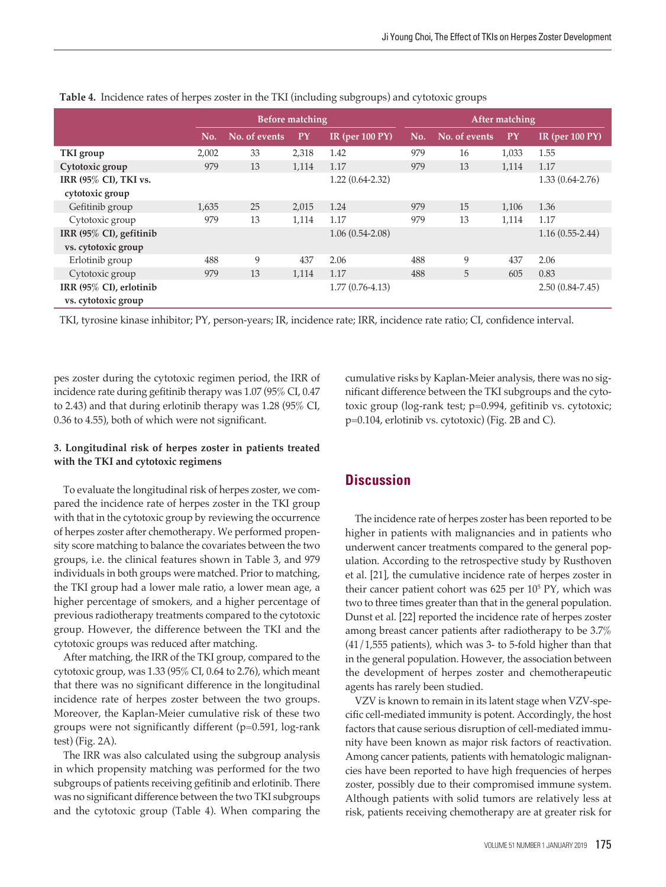**Table 4.** Incidence rates of herpes zoster in the TKI (including subgroups) and cytotoxic groups

| | Before matching | | | | After matching | | | |
|---|---|---|---|---|---|---|---|---|
| | No. | No. of events | PY | IR (per 100 PY) | No. | No. of events | PY | IR (per 100 PY) |
| **TKI group** | 2,002 | 33 | 2,318 | 1.42 | 979 | 16 | 1,033 | 1.55 |
| **Cytotoxic group** | 979 | 13 | 1,114 | 1.17 | 979 | 13 | 1,114 | 1.17 |
| **IRR (95% CI), TKI vs. cytotoxic group** | | | | 1.22 (0.64-2.32) | | | | 1.33 (0.64-2.76) |
| Gefitinib group | 1,635 | 25 | 2,015 | 1.24 | 979 | 15 | 1,106 | 1.36 |
| Cytotoxic group | 979 | 13 | 1,114 | 1.17 | 979 | 13 | 1,114 | 1.17 |
| **IRR (95% CI), gefitinib vs. cytotoxic group** | | | | 1.06 (0.54-2.08) | | | | 1.16 (0.55-2.44) |
| Erlotinib group | 488 | 9 | 437 | 2.06 | 488 | 9 | 437 | 2.06 |
| Cytotoxic group | 979 | 13 | 1,114 | 1.17 | 488 | 5 | 605 | 0.83 |
| **IRR (95% CI), erlotinib vs. cytotoxic group** | | | | 1.77 (0.76-4.13) | | | | 2.50 (0.84-7.45) |

TKI, tyrosine kinase inhibitor; PY, person-years; IR, incidence rate; IRR, incidence rate ratio; CI, confidence interval.

pes zoster during the cytotoxic regimen period, the IRR of incidence rate during gefitinib therapy was 1.07 (95% CI, 0.47 to 2.43) and that during erlotinib therapy was 1.28 (95% CI, 0.36 to 4.55), both of which were not significant.

### 3. Longitudinal risk of herpes zoster in patients treated with the TKI and cytotoxic regimens

To evaluate the longitudinal risk of herpes zoster, we compared the incidence rate of herpes zoster in the TKI group with that in the cytotoxic group by reviewing the occurrence of herpes zoster after chemotherapy. We performed propensity score matching to balance the covariates between the two groups, i.e. the clinical features shown in Table 3, and 979 individuals in both groups were matched. Prior to matching, the TKI group had a lower male ratio, a lower mean age, a higher percentage of smokers, and a higher percentage of previous radiotherapy treatments compared to the cytotoxic group. However, the difference between the TKI and the cytotoxic groups was reduced after matching.

After matching, the IRR of the TKI group, compared to the cytotoxic group, was 1.33 (95% CI, 0.64 to 2.76), which meant that there was no significant difference in the longitudinal incidence rate of herpes zoster between the two groups. Moreover, the Kaplan-Meier cumulative risk of these two groups were not significantly different (p=0.591, log-rank test) (Fig. 2A).

The IRR was also calculated using the subgroup analysis in which propensity matching was performed for the two subgroups of patients receiving gefitinib and erlotinib. There was no significant difference between the two TKI subgroups and the cytotoxic group (Table 4). When comparing the cumulative risks by Kaplan-Meier analysis, there was no significant difference between the TKI subgroups and the cytotoxic group (log-rank test; p=0.994, gefitinib vs. cytotoxic; p=0.104, erlotinib vs. cytotoxic) (Fig. 2B and C).

## Discussion

The incidence rate of herpes zoster has been reported to be higher in patients with malignancies and in patients who underwent cancer treatments compared to the general population. According to the retrospective study by Rusthoven et al. [21], the cumulative incidence rate of herpes zoster in their cancer patient cohort was 625 per $10^5$ PY, which was two to three times greater than that in the general population. Dunst et al. [22] reported the incidence rate of herpes zoster among breast cancer patients after radiotherapy to be 3.7% (41/1,555 patients), which was 3- to 5-fold higher than that in the general population. However, the association between the development of herpes zoster and chemotherapeutic agents has rarely been studied.

VZV is known to remain in its latent stage when VZV-specific cell-mediated immunity is potent. Accordingly, the host factors that cause serious disruption of cell-mediated immunity have been known as major risk factors of reactivation. Among cancer patients, patients with hematologic malignancies have been reported to have high frequencies of herpes zoster, possibly due to their compromised immune system. Although patients with solid tumors are relatively less at risk, patients receiving chemotherapy are at greater risk for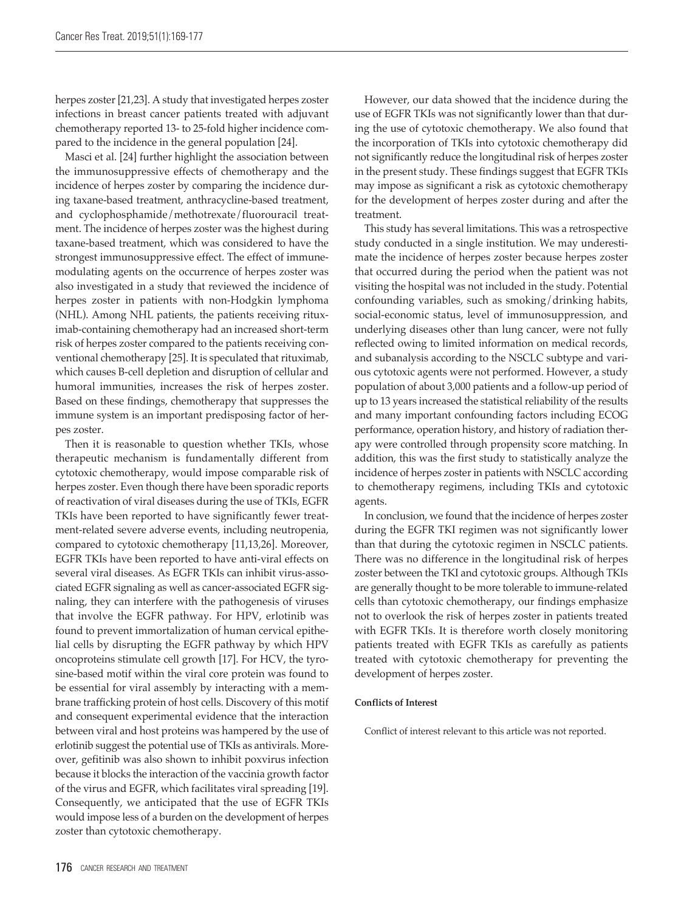herpes zoster [21,23]. A study that investigated herpes zoster infections in breast cancer patients treated with adjuvant chemotherapy reported 13- to 25-fold higher incidence compared to the incidence in the general population [24].

Masci et al. [24] further highlight the association between the immunosuppressive effects of chemotherapy and the incidence of herpes zoster by comparing the incidence during taxane-based treatment, anthracycline-based treatment, and cyclophosphamide/methotrexate/fluorouracil treatment. The incidence of herpes zoster was the highest during taxane-based treatment, which was considered to have the strongest immunosuppressive effect. The effect of immune-modulating agents on the occurrence of herpes zoster was also investigated in a study that reviewed the incidence of herpes zoster in patients with non-Hodgkin lymphoma (NHL). Among NHL patients, the patients receiving rituximab-containing chemotherapy had an increased short-term risk of herpes zoster compared to the patients receiving conventional chemotherapy [25]. It is speculated that rituximab, which causes B-cell depletion and disruption of cellular and humoral immunities, increases the risk of herpes zoster. Based on these findings, chemotherapy that suppresses the immune system is an important predisposing factor of herpes zoster.

Then it is reasonable to question whether TKIs, whose therapeutic mechanism is fundamentally different from cytotoxic chemotherapy, would impose comparable risk of herpes zoster. Even though there have been sporadic reports of reactivation of viral diseases during the use of TKIs, EGFR TKIs have been reported to have significantly fewer treatment-related severe adverse events, including neutropenia, compared to cytotoxic chemotherapy [11,13,26]. Moreover, EGFR TKIs have been reported to have anti-viral effects on several viral diseases. As EGFR TKIs can inhibit virus-associated EGFR signaling as well as cancer-associated EGFR signaling, they can interfere with the pathogenesis of viruses that involve the EGFR pathway. For HPV, erlotinib was found to prevent immortalization of human cervical epithelial cells by disrupting the EGFR pathway by which HPV oncoproteins stimulate cell growth [17]. For HCV, the tyrosine-based motif within the viral core protein was found to be essential for viral assembly by interacting with a membrane trafficking protein of host cells. Discovery of this motif and consequent experimental evidence that the interaction between viral and host proteins was hampered by the use of erlotinib suggest the potential use of TKIs as antivirals. Moreover, gefitinib was also shown to inhibit poxvirus infection because it blocks the interaction of the vaccinia growth factor of the virus and EGFR, which facilitates viral spreading [19]. Consequently, we anticipated that the use of EGFR TKIs would impose less of a burden on the development of herpes zoster than cytotoxic chemotherapy.

However, our data showed that the incidence during the use of EGFR TKIs was not significantly lower than that during the use of cytotoxic chemotherapy. We also found that the incorporation of TKIs into cytotoxic chemotherapy did not significantly reduce the longitudinal risk of herpes zoster in the present study. These findings suggest that EGFR TKIs may impose as significant a risk as cytotoxic chemotherapy for the development of herpes zoster during and after the treatment.

This study has several limitations. This was a retrospective study conducted in a single institution. We may underestimate the incidence of herpes zoster because herpes zoster that occurred during the period when the patient was not visiting the hospital was not included in the study. Potential confounding variables, such as smoking/drinking habits, social-economic status, level of immunosuppression, and underlying diseases other than lung cancer, were not fully reflected owing to limited information on medical records, and subanalysis according to the NSCLC subtype and various cytotoxic agents were not performed. However, a study population of about 3,000 patients and a follow-up period of up to 13 years increased the statistical reliability of the results and many important confounding factors including ECOG performance, operation history, and history of radiation therapy were controlled through propensity score matching. In addition, this was the first study to statistically analyze the incidence of herpes zoster in patients with NSCLC according to chemotherapy regimens, including TKIs and cytotoxic agents.

In conclusion, we found that the incidence of herpes zoster during the EGFR TKI regimen was not significantly lower than that during the cytotoxic regimen in NSCLC patients. There was no difference in the longitudinal risk of herpes zoster between the TKI and cytotoxic groups. Although TKIs are generally thought to be more tolerable to immune-related cells than cytotoxic chemotherapy, our findings emphasize not to overlook the risk of herpes zoster in patients treated with EGFR TKIs. It is therefore worth closely monitoring patients treated with EGFR TKIs as carefully as patients treated with cytotoxic chemotherapy for preventing the development of herpes zoster.

**Conflicts of Interest**

Conflict of interest relevant to this article was not reported.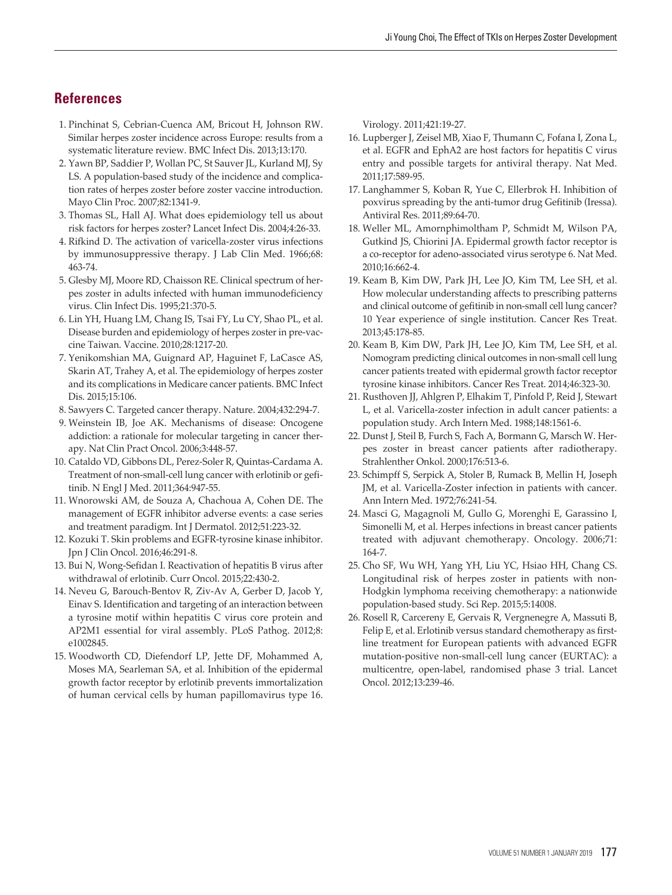## References

1. Pinchinat S, Cebrian-Cuenca AM, Bricout H, Johnson RW. Similar herpes zoster incidence across Europe: results from a systematic literature review. BMC Infect Dis. 2013;13:170.
2. Yawn BP, Saddier P, Wollan PC, St Sauver JL, Kurland MJ, Sy LS. A population-based study of the incidence and complication rates of herpes zoster before zoster vaccine introduction. Mayo Clin Proc. 2007;82:1341-9.
3. Thomas SL, Hall AJ. What does epidemiology tell us about risk factors for herpes zoster? Lancet Infect Dis. 2004;4:26-33.
4. Rifkind D. The activation of varicella-zoster virus infections by immunosuppressive therapy. J Lab Clin Med. 1966;68: 463-74.
5. Glesby MJ, Moore RD, Chaisson RE. Clinical spectrum of herpes zoster in adults infected with human immunodeficiency virus. Clin Infect Dis. 1995;21:370-5.
6. Lin YH, Huang LM, Chang IS, Tsai FY, Lu CY, Shao PL, et al. Disease burden and epidemiology of herpes zoster in pre-vaccine Taiwan. Vaccine. 2010;28:1217-20.
7. Yenikomshian MA, Guignard AP, Haguinet F, LaCasce AS, Skarin AT, Trahey A, et al. The epidemiology of herpes zoster and its complications in Medicare cancer patients. BMC Infect Dis. 2015;15:106.
8. Sawyers C. Targeted cancer therapy. Nature. 2004;432:294-7.
9. Weinstein IB, Joe AK. Mechanisms of disease: Oncogene addiction: a rationale for molecular targeting in cancer therapy. Nat Clin Pract Oncol. 2006;3:448-57.
10. Cataldo VD, Gibbons DL, Perez-Soler R, Quintas-Cardama A. Treatment of non-small-cell lung cancer with erlotinib or gefitinib. N Engl J Med. 2011;364:947-55.
11. Wnorowski AM, de Souza A, Chachoua A, Cohen DE. The management of EGFR inhibitor adverse events: a case series and treatment paradigm. Int J Dermatol. 2012;51:223-32.
12. Kozuki T. Skin problems and EGFR-tyrosine kinase inhibitor. Jpn J Clin Oncol. 2016;46:291-8.
13. Bui N, Wong-Sefidan I. Reactivation of hepatitis B virus after withdrawal of erlotinib. Curr Oncol. 2015;22:430-2.
14. Neveu G, Barouch-Bentov R, Ziv-Av A, Gerber D, Jacob Y, Einav S. Identification and targeting of an interaction between a tyrosine motif within hepatitis C virus core protein and AP2M1 essential for viral assembly. PLoS Pathog. 2012;8: e1002845.
15. Woodworth CD, Diefendorf LP, Jette DF, Mohammed A, Moses MA, Searleman SA, et al. Inhibition of the epidermal growth factor receptor by erlotinib prevents immortalization of human cervical cells by human papillomavirus type 16. Virology. 2011;421:19-27.
16. Lupberger J, Zeisel MB, Xiao F, Thumann C, Fofana I, Zona L, et al. EGFR and EphA2 are host factors for hepatitis C virus entry and possible targets for antiviral therapy. Nat Med. 2011;17:589-95.
17. Langhammer S, Koban R, Yue C, Ellerbrok H. Inhibition of poxvirus spreading by the anti-tumor drug Gefitinib (Iressa). Antiviral Res. 2011;89:64-70.
18. Weller ML, Amornphimoltham P, Schmidt M, Wilson PA, Gutkind JS, Chiorini JA. Epidermal growth factor receptor is a co-receptor for adeno-associated virus serotype 6. Nat Med. 2010;16:662-4.
19. Keam B, Kim DW, Park JH, Lee JO, Kim TM, Lee SH, et al. How molecular understanding affects to prescribing patterns and clinical outcome of gefitinib in non-small cell lung cancer? 10 Year experience of single institution. Cancer Res Treat. 2013;45:178-85.
20. Keam B, Kim DW, Park JH, Lee JO, Kim TM, Lee SH, et al. Nomogram predicting clinical outcomes in non-small cell lung cancer patients treated with epidermal growth factor receptor tyrosine kinase inhibitors. Cancer Res Treat. 2014;46:323-30.
21. Rusthoven JJ, Ahlgren P, Elhakim T, Pinfold P, Reid J, Stewart L, et al. Varicella-zoster infection in adult cancer patients: a population study. Arch Intern Med. 1988;148:1561-6.
22. Dunst J, Steil B, Furch S, Fach A, Bormann G, Marsch W. Herpes zoster in breast cancer patients after radiotherapy. Strahlenther Onkol. 2000;176:513-6.
23. Schimpff S, Serpick A, Stoler B, Rumack B, Mellin H, Joseph JM, et al. Varicella-Zoster infection in patients with cancer. Ann Intern Med. 1972;76:241-54.
24. Masci G, Magagnoli M, Gullo G, Morenghi E, Garassino I, Simonelli M, et al. Herpes infections in breast cancer patients treated with adjuvant chemotherapy. Oncology. 2006;71: 164-7.
25. Cho SF, Wu WH, Yang YH, Liu YC, Hsiao HH, Chang CS. Longitudinal risk of herpes zoster in patients with non-Hodgkin lymphoma receiving chemotherapy: a nationwide population-based study. Sci Rep. 2015;5:14008.
26. Rosell R, Carcereny E, Gervais R, Vergnenegre A, Massuti B, Felip E, et al. Erlotinib versus standard chemotherapy as first-line treatment for European patients with advanced EGFR mutation-positive non-small-cell lung cancer (EURTAC): a multicentre, open-label, randomised phase 3 trial. Lancet Oncol. 2012;13:239-46.